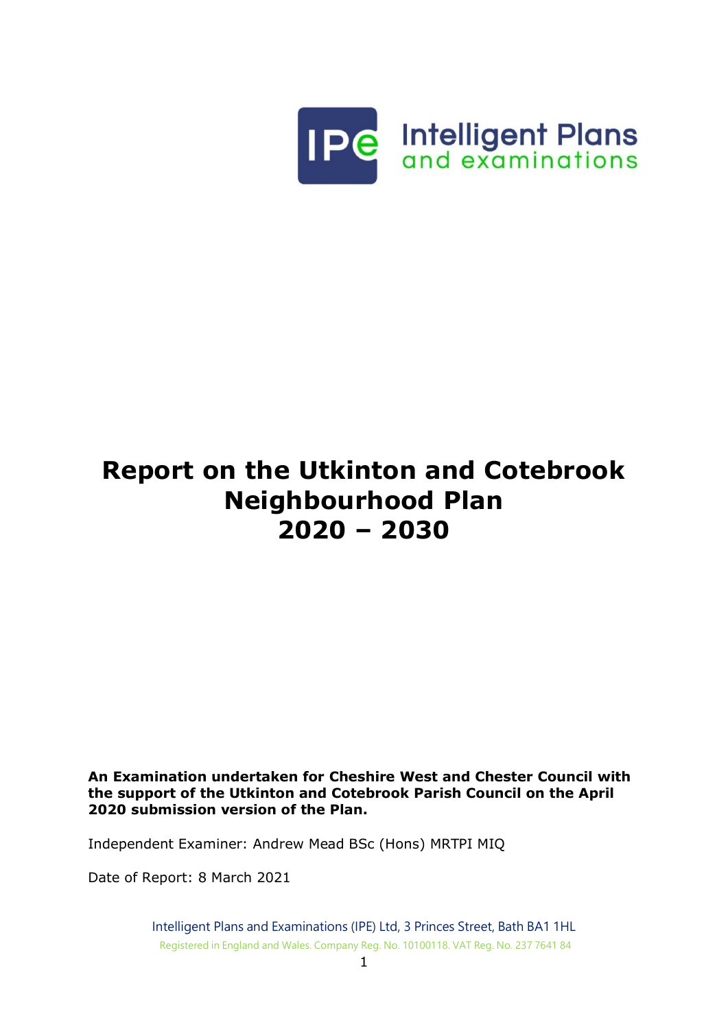Intelligent Plans and examinations

# Report on the Utkinton and Cotebrook Neighbourhood Plan 2020 – 2030

**An Examination undertaken for Cheshire West and Chester Council with the support of the Utkinton and Cotebrook Parish Council on the April 2020 submission version of the Plan.**

Independent Examiner: Andrew Mead BSc (Hons) MRTPI MIQ

Date of Report: 8 March 2021

Intelligent Plans and Examinations (IPE) Ltd, 3 Princes Street, Bath BA1 1HL

Registered in England and Wales. Company Reg. No. 10100118. VAT Reg. No. 237 7641 84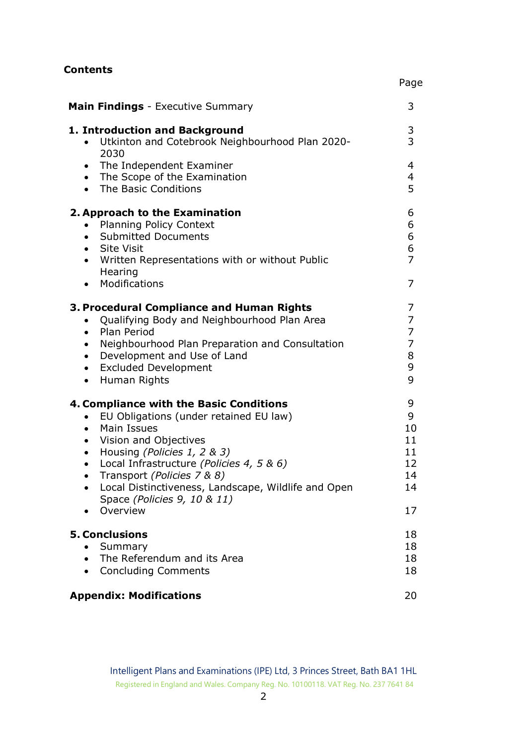**Contents**

| | Page |
|---|---|
| **Main Findings** - Executive Summary | 3 |
| **1. Introduction and Background** | 3 |
| • Utkinton and Cotebrook Neighbourhood Plan 2020-2030 | 3 |
| • The Independent Examiner | 4 |
| • The Scope of the Examination | 4 |
| • The Basic Conditions | 5 |
| **2. Approach to the Examination** | 6 |
| • Planning Policy Context | 6 |
| • Submitted Documents | 6 |
| • Site Visit | 6 |
| • Written Representations with or without Public Hearing | 7 |
| • Modifications | 7 |
| **3. Procedural Compliance and Human Rights** | 7 |
| • Qualifying Body and Neighbourhood Plan Area | 7 |
| • Plan Period | 7 |
| • Neighbourhood Plan Preparation and Consultation | 7 |
| • Development and Use of Land | 8 |
| • Excluded Development | 9 |
| • Human Rights | 9 |
| **4. Compliance with the Basic Conditions** | 9 |
| • EU Obligations (under retained EU law) | 9 |
| • Main Issues | 10 |
| • Vision and Objectives | 11 |
| • Housing *(Policies 1, 2 & 3)* | 11 |
| • Local Infrastructure *(Policies 4, 5 & 6)* | 12 |
| • Transport *(Policies 7 & 8)* | 14 |
| • Local Distinctiveness, Landscape, Wildlife and Open Space *(Policies 9, 10 & 11)* | 14 |
| • Overview | 17 |
| **5. Conclusions** | 18 |
| • Summary | 18 |
| • The Referendum and its Area | 18 |
| • Concluding Comments | 18 |
| **Appendix: Modifications** | 20 |

Intelligent Plans and Examinations (IPE) Ltd, 3 Princes Street, Bath BA1 1HL
Registered in England and Wales. Company Reg. No. 10100118. VAT Reg. No. 237 7641 84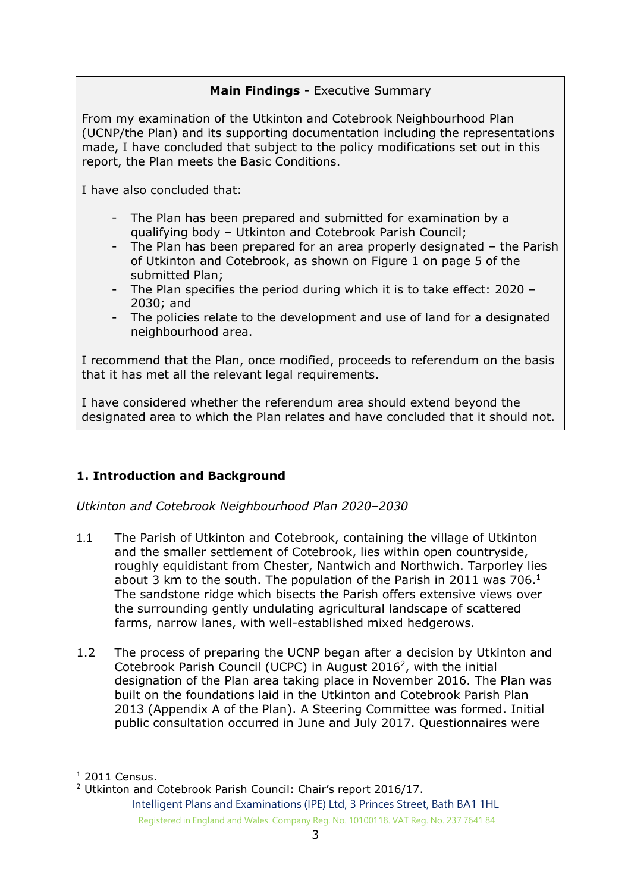**Main Findings** - Executive Summary

From my examination of the Utkinton and Cotebrook Neighbourhood Plan (UCNP/the Plan) and its supporting documentation including the representations made, I have concluded that subject to the policy modifications set out in this report, the Plan meets the Basic Conditions.

I have also concluded that:

- The Plan has been prepared and submitted for examination by a qualifying body – Utkinton and Cotebrook Parish Council;
- The Plan has been prepared for an area properly designated – the Parish of Utkinton and Cotebrook, as shown on Figure 1 on page 5 of the submitted Plan;
- The Plan specifies the period during which it is to take effect: 2020 – 2030; and
- The policies relate to the development and use of land for a designated neighbourhood area.

I recommend that the Plan, once modified, proceeds to referendum on the basis that it has met all the relevant legal requirements.

I have considered whether the referendum area should extend beyond the designated area to which the Plan relates and have concluded that it should not.

## 1. Introduction and Background

*Utkinton and Cotebrook Neighbourhood Plan 2020–2030*

1.1 The Parish of Utkinton and Cotebrook, containing the village of Utkinton and the smaller settlement of Cotebrook, lies within open countryside, roughly equidistant from Chester, Nantwich and Northwich. Tarporley lies about 3 km to the south. The population of the Parish in 2011 was 706.[1] The sandstone ridge which bisects the Parish offers extensive views over the surrounding gently undulating agricultural landscape of scattered farms, narrow lanes, with well-established mixed hedgerows.

1.2 The process of preparing the UCNP began after a decision by Utkinton and Cotebrook Parish Council (UCPC) in August 2016[2], with the initial designation of the Plan area taking place in November 2016. The Plan was built on the foundations laid in the Utkinton and Cotebrook Parish Plan 2013 (Appendix A of the Plan). A Steering Committee was formed. Initial public consultation occurred in June and July 2017. Questionnaires were

[1] 2011 Census.

[2] Utkinton and Cotebrook Parish Council: Chair's report 2016/17.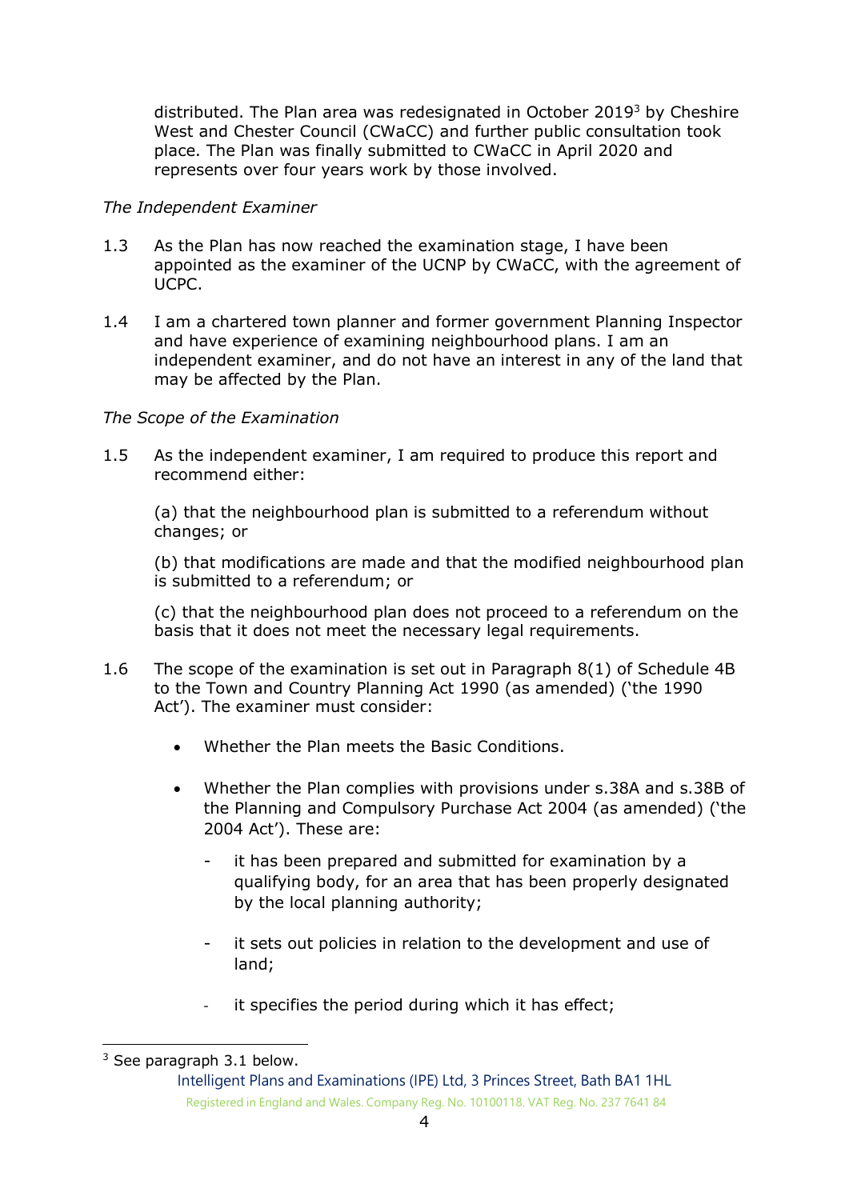distributed. The Plan area was redesignated in October 2019[3] by Cheshire West and Chester Council (CWaCC) and further public consultation took place. The Plan was finally submitted to CWaCC in April 2020 and represents over four years work by those involved.

*The Independent Examiner*

1.3 As the Plan has now reached the examination stage, I have been appointed as the examiner of the UCNP by CWaCC, with the agreement of UCPC.

1.4 I am a chartered town planner and former government Planning Inspector and have experience of examining neighbourhood plans. I am an independent examiner, and do not have an interest in any of the land that may be affected by the Plan.

*The Scope of the Examination*

1.5 As the independent examiner, I am required to produce this report and recommend either:

(a) that the neighbourhood plan is submitted to a referendum without changes; or

(b) that modifications are made and that the modified neighbourhood plan is submitted to a referendum; or

(c) that the neighbourhood plan does not proceed to a referendum on the basis that it does not meet the necessary legal requirements.

1.6 The scope of the examination is set out in Paragraph 8(1) of Schedule 4B to the Town and Country Planning Act 1990 (as amended) ('the 1990 Act'). The examiner must consider:

- Whether the Plan meets the Basic Conditions.
- Whether the Plan complies with provisions under s.38A and s.38B of the Planning and Compulsory Purchase Act 2004 (as amended) ('the 2004 Act'). These are:
  - it has been prepared and submitted for examination by a qualifying body, for an area that has been properly designated by the local planning authority;
  - it sets out policies in relation to the development and use of land;
  - it specifies the period during which it has effect;

[3] See paragraph 3.1 below.

Intelligent Plans and Examinations (IPE) Ltd, 3 Princes Street, Bath BA1 1HL
Registered in England and Wales. Company Reg. No. 10100118. VAT Reg. No. 237 7641 84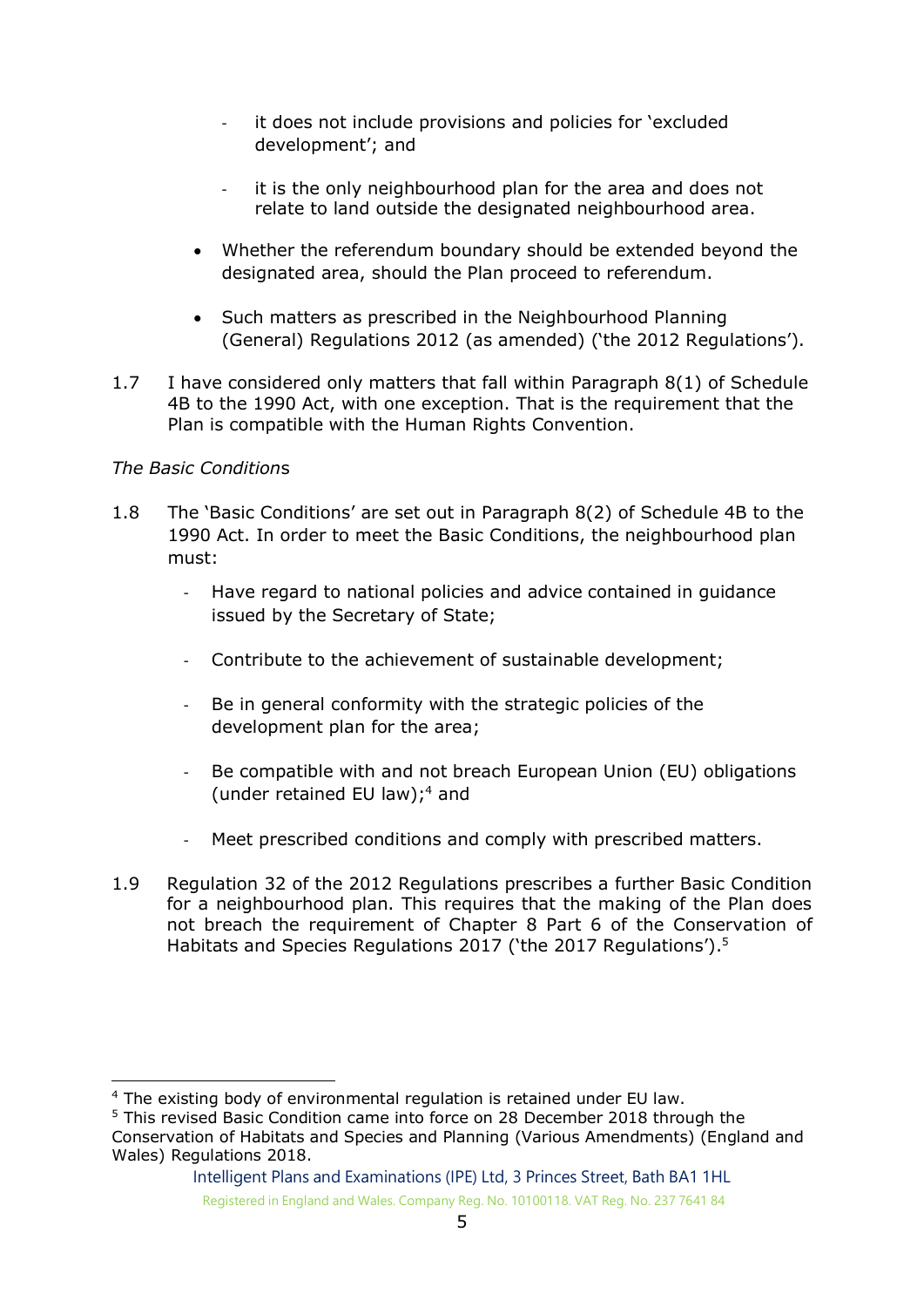- it does not include provisions and policies for 'excluded development'; and

- it is the only neighbourhood plan for the area and does not relate to land outside the designated neighbourhood area.

- Whether the referendum boundary should be extended beyond the designated area, should the Plan proceed to referendum.

- Such matters as prescribed in the Neighbourhood Planning (General) Regulations 2012 (as amended) ('the 2012 Regulations').

1.7 I have considered only matters that fall within Paragraph 8(1) of Schedule 4B to the 1990 Act, with one exception. That is the requirement that the Plan is compatible with the Human Rights Convention.

*The Basic Conditions*

1.8 The 'Basic Conditions' are set out in Paragraph 8(2) of Schedule 4B to the 1990 Act. In order to meet the Basic Conditions, the neighbourhood plan must:

- Have regard to national policies and advice contained in guidance issued by the Secretary of State;

- Contribute to the achievement of sustainable development;

- Be in general conformity with the strategic policies of the development plan for the area;

- Be compatible with and not breach European Union (EU) obligations (under retained EU law);[4] and

- Meet prescribed conditions and comply with prescribed matters.

1.9 Regulation 32 of the 2012 Regulations prescribes a further Basic Condition for a neighbourhood plan. This requires that the making of the Plan does not breach the requirement of Chapter 8 Part 6 of the Conservation of Habitats and Species Regulations 2017 ('the 2017 Regulations').[5]

---

[4] The existing body of environmental regulation is retained under EU law.

[5] This revised Basic Condition came into force on 28 December 2018 through the Conservation of Habitats and Species and Planning (Various Amendments) (England and Wales) Regulations 2018.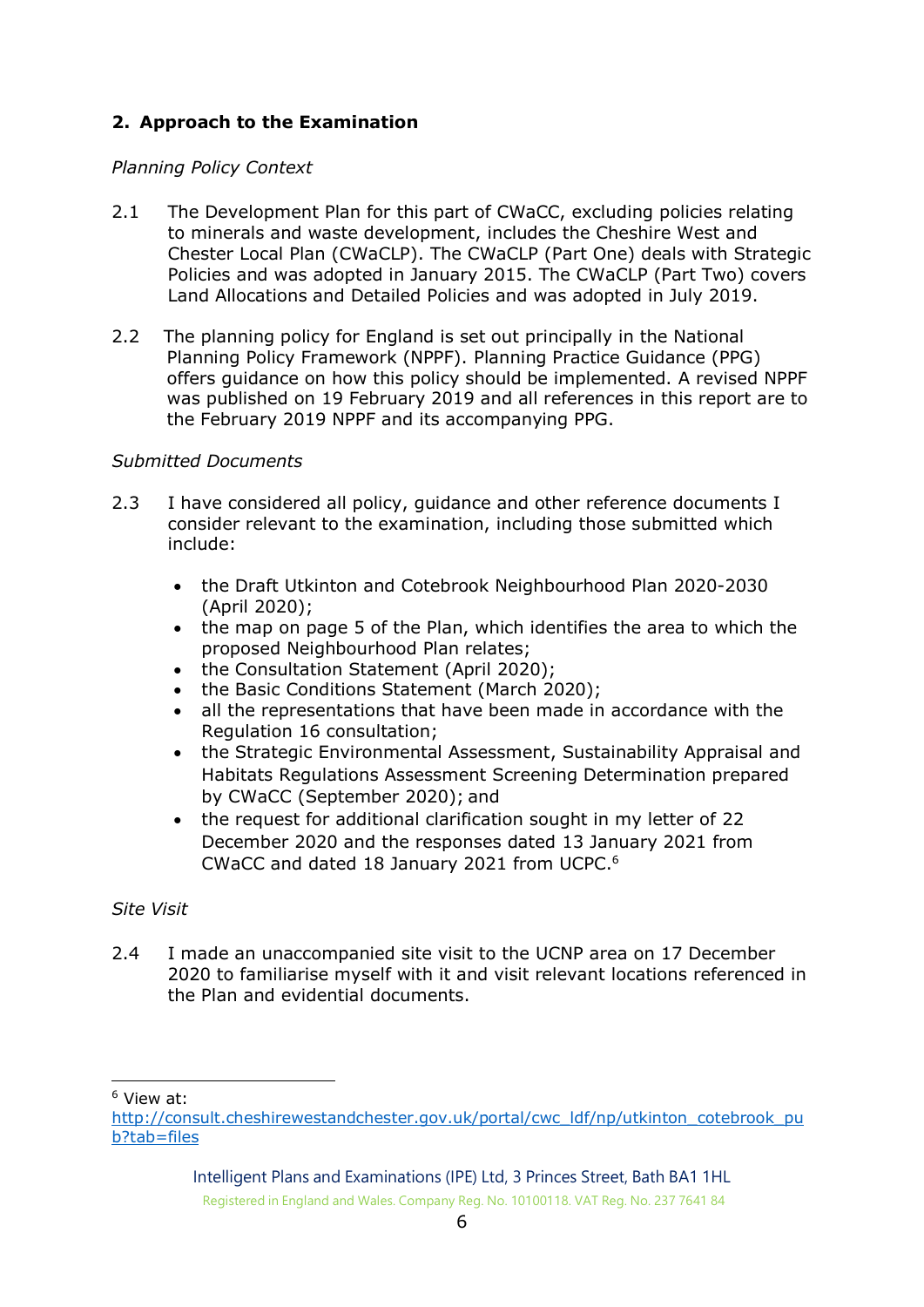## 2. Approach to the Examination

*Planning Policy Context*

2.1 The Development Plan for this part of CWaCC, excluding policies relating to minerals and waste development, includes the Cheshire West and Chester Local Plan (CWaCLP). The CWaCLP (Part One) deals with Strategic Policies and was adopted in January 2015. The CWaCLP (Part Two) covers Land Allocations and Detailed Policies and was adopted in July 2019.

2.2 The planning policy for England is set out principally in the National Planning Policy Framework (NPPF). Planning Practice Guidance (PPG) offers guidance on how this policy should be implemented. A revised NPPF was published on 19 February 2019 and all references in this report are to the February 2019 NPPF and its accompanying PPG.

*Submitted Documents*

2.3 I have considered all policy, guidance and other reference documents I consider relevant to the examination, including those submitted which include:

- the Draft Utkinton and Cotebrook Neighbourhood Plan 2020-2030 (April 2020);
- the map on page 5 of the Plan, which identifies the area to which the proposed Neighbourhood Plan relates;
- the Consultation Statement (April 2020);
- the Basic Conditions Statement (March 2020);
- all the representations that have been made in accordance with the Regulation 16 consultation;
- the Strategic Environmental Assessment, Sustainability Appraisal and Habitats Regulations Assessment Screening Determination prepared by CWaCC (September 2020); and
- the request for additional clarification sought in my letter of 22 December 2020 and the responses dated 13 January 2021 from CWaCC and dated 18 January 2021 from UCPC.[6]

*Site Visit*

2.4 I made an unaccompanied site visit to the UCNP area on 17 December 2020 to familiarise myself with it and visit relevant locations referenced in the Plan and evidential documents.

---

[6] View at: http://consult.cheshirewestandchester.gov.uk/portal/cwc_ldf/np/utkinton_cotebrook_pub?tab=files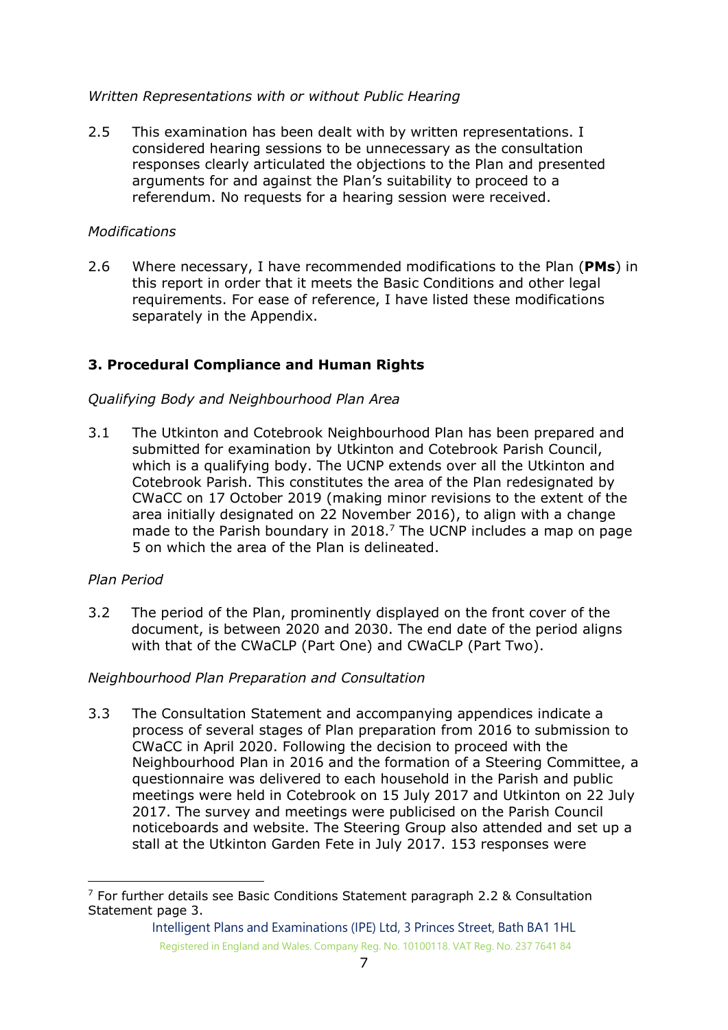*Written Representations with or without Public Hearing*

2.5 This examination has been dealt with by written representations. I considered hearing sessions to be unnecessary as the consultation responses clearly articulated the objections to the Plan and presented arguments for and against the Plan's suitability to proceed to a referendum. No requests for a hearing session were received.

*Modifications*

2.6 Where necessary, I have recommended modifications to the Plan (**PMs**) in this report in order that it meets the Basic Conditions and other legal requirements. For ease of reference, I have listed these modifications separately in the Appendix.

### 3. Procedural Compliance and Human Rights

*Qualifying Body and Neighbourhood Plan Area*

3.1 The Utkinton and Cotebrook Neighbourhood Plan has been prepared and submitted for examination by Utkinton and Cotebrook Parish Council, which is a qualifying body. The UCNP extends over all the Utkinton and Cotebrook Parish. This constitutes the area of the Plan redesignated by CWaCC on 17 October 2019 (making minor revisions to the extent of the area initially designated on 22 November 2016), to align with a change made to the Parish boundary in 2018.[7] The UCNP includes a map on page 5 on which the area of the Plan is delineated.

*Plan Period*

3.2 The period of the Plan, prominently displayed on the front cover of the document, is between 2020 and 2030. The end date of the period aligns with that of the CWaCLP (Part One) and CWaCLP (Part Two).

*Neighbourhood Plan Preparation and Consultation*

3.3 The Consultation Statement and accompanying appendices indicate a process of several stages of Plan preparation from 2016 to submission to CWaCC in April 2020. Following the decision to proceed with the Neighbourhood Plan in 2016 and the formation of a Steering Committee, a questionnaire was delivered to each household in the Parish and public meetings were held in Cotebrook on 15 July 2017 and Utkinton on 22 July 2017. The survey and meetings were publicised on the Parish Council noticeboards and website. The Steering Group also attended and set up a stall at the Utkinton Garden Fete in July 2017. 153 responses were

[7] For further details see Basic Conditions Statement paragraph 2.2 & Consultation Statement page 3.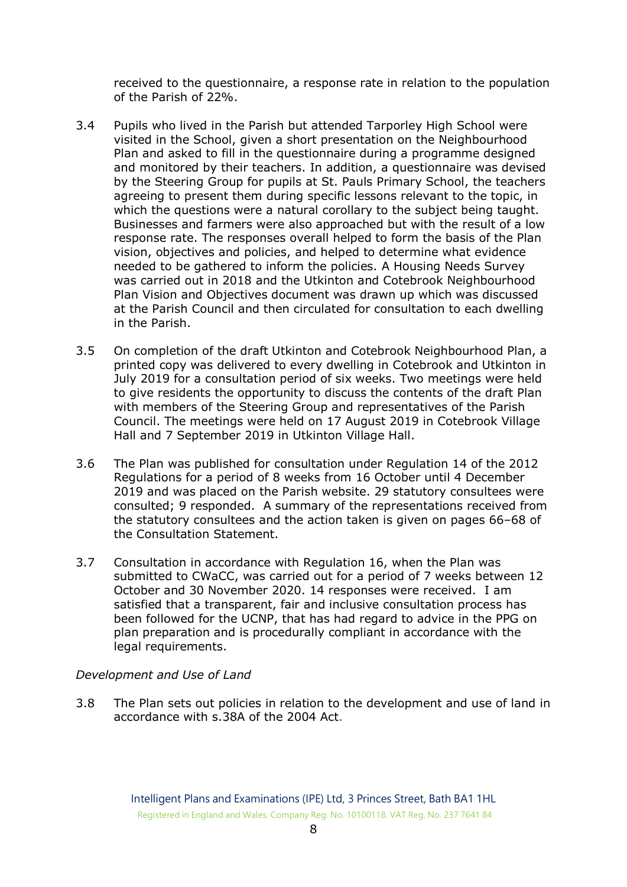received to the questionnaire, a response rate in relation to the population of the Parish of 22%.

3.4 Pupils who lived in the Parish but attended Tarporley High School were visited in the School, given a short presentation on the Neighbourhood Plan and asked to fill in the questionnaire during a programme designed and monitored by their teachers. In addition, a questionnaire was devised by the Steering Group for pupils at St. Pauls Primary School, the teachers agreeing to present them during specific lessons relevant to the topic, in which the questions were a natural corollary to the subject being taught. Businesses and farmers were also approached but with the result of a low response rate. The responses overall helped to form the basis of the Plan vision, objectives and policies, and helped to determine what evidence needed to be gathered to inform the policies. A Housing Needs Survey was carried out in 2018 and the Utkinton and Cotebrook Neighbourhood Plan Vision and Objectives document was drawn up which was discussed at the Parish Council and then circulated for consultation to each dwelling in the Parish.

3.5 On completion of the draft Utkinton and Cotebrook Neighbourhood Plan, a printed copy was delivered to every dwelling in Cotebrook and Utkinton in July 2019 for a consultation period of six weeks. Two meetings were held to give residents the opportunity to discuss the contents of the draft Plan with members of the Steering Group and representatives of the Parish Council. The meetings were held on 17 August 2019 in Cotebrook Village Hall and 7 September 2019 in Utkinton Village Hall.

3.6 The Plan was published for consultation under Regulation 14 of the 2012 Regulations for a period of 8 weeks from 16 October until 4 December 2019 and was placed on the Parish website. 29 statutory consultees were consulted; 9 responded. A summary of the representations received from the statutory consultees and the action taken is given on pages 66–68 of the Consultation Statement.

3.7 Consultation in accordance with Regulation 16, when the Plan was submitted to CWaCC, was carried out for a period of 7 weeks between 12 October and 30 November 2020. 14 responses were received. I am satisfied that a transparent, fair and inclusive consultation process has been followed for the UCNP, that has had regard to advice in the PPG on plan preparation and is procedurally compliant in accordance with the legal requirements.

*Development and Use of Land*

3.8 The Plan sets out policies in relation to the development and use of land in accordance with s.38A of the 2004 Act.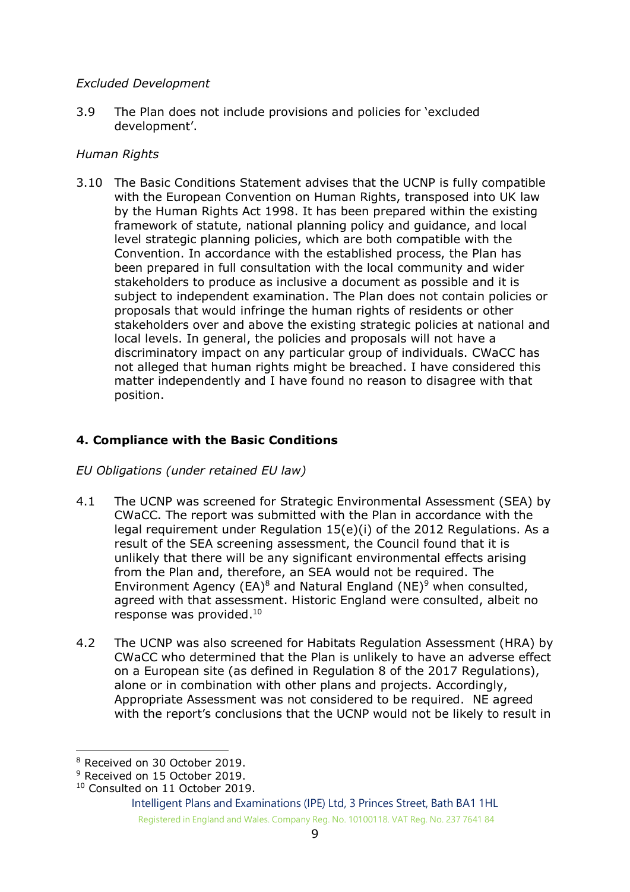*Excluded Development*

3.9 The Plan does not include provisions and policies for 'excluded development'.

*Human Rights*

3.10 The Basic Conditions Statement advises that the UCNP is fully compatible with the European Convention on Human Rights, transposed into UK law by the Human Rights Act 1998. It has been prepared within the existing framework of statute, national planning policy and guidance, and local level strategic planning policies, which are both compatible with the Convention. In accordance with the established process, the Plan has been prepared in full consultation with the local community and wider stakeholders to produce as inclusive a document as possible and it is subject to independent examination. The Plan does not contain policies or proposals that would infringe the human rights of residents or other stakeholders over and above the existing strategic policies at national and local levels. In general, the policies and proposals will not have a discriminatory impact on any particular group of individuals. CWaCC has not alleged that human rights might be breached. I have considered this matter independently and I have found no reason to disagree with that position.

## 4. Compliance with the Basic Conditions

*EU Obligations (under retained EU law)*

4.1 The UCNP was screened for Strategic Environmental Assessment (SEA) by CWaCC. The report was submitted with the Plan in accordance with the legal requirement under Regulation 15(e)(i) of the 2012 Regulations. As a result of the SEA screening assessment, the Council found that it is unlikely that there will be any significant environmental effects arising from the Plan and, therefore, an SEA would not be required. The Environment Agency (EA)[8] and Natural England (NE)[9] when consulted, agreed with that assessment. Historic England were consulted, albeit no response was provided.[10]

4.2 The UCNP was also screened for Habitats Regulation Assessment (HRA) by CWaCC who determined that the Plan is unlikely to have an adverse effect on a European site (as defined in Regulation 8 of the 2017 Regulations), alone or in combination with other plans and projects. Accordingly, Appropriate Assessment was not considered to be required. NE agreed with the report's conclusions that the UCNP would not be likely to result in

[8] Received on 30 October 2019.
[9] Received on 15 October 2019.
[10] Consulted on 11 October 2019.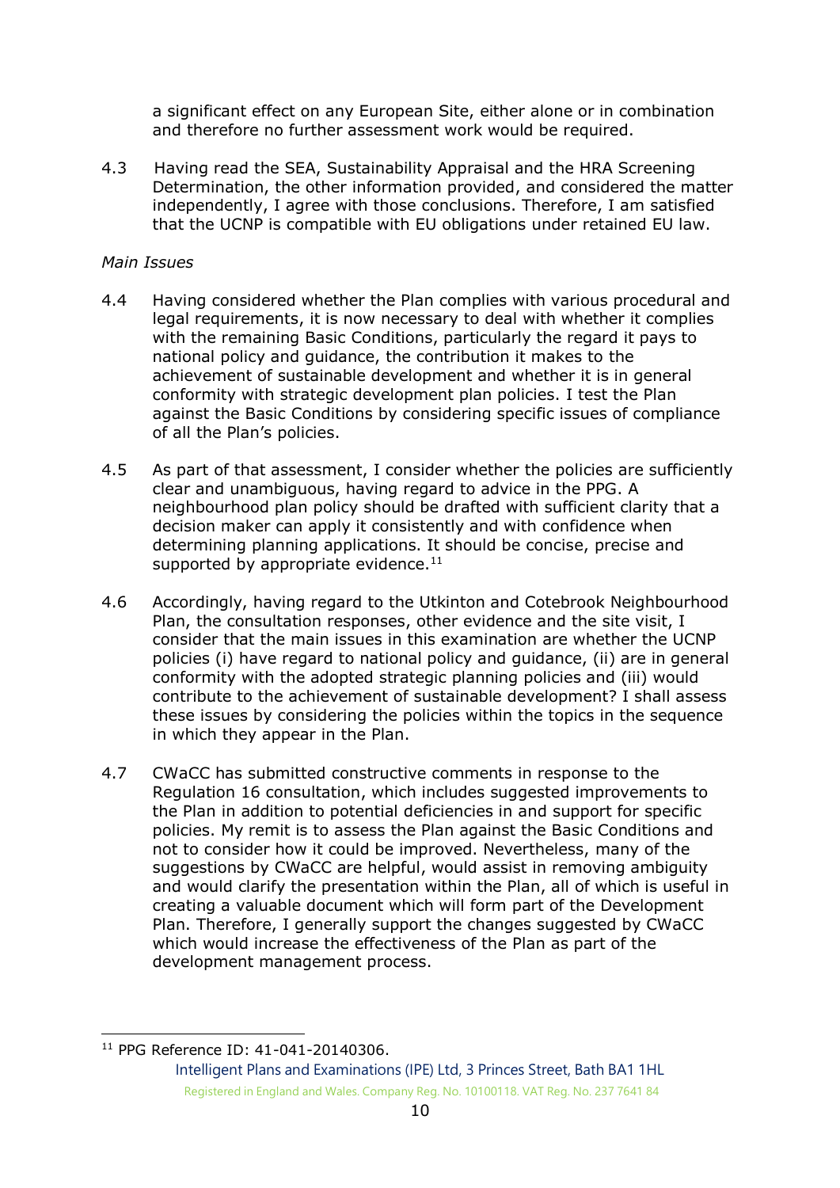a significant effect on any European Site, either alone or in combination and therefore no further assessment work would be required.

4.3 Having read the SEA, Sustainability Appraisal and the HRA Screening Determination, the other information provided, and considered the matter independently, I agree with those conclusions. Therefore, I am satisfied that the UCNP is compatible with EU obligations under retained EU law.

*Main Issues*

4.4 Having considered whether the Plan complies with various procedural and legal requirements, it is now necessary to deal with whether it complies with the remaining Basic Conditions, particularly the regard it pays to national policy and guidance, the contribution it makes to the achievement of sustainable development and whether it is in general conformity with strategic development plan policies. I test the Plan against the Basic Conditions by considering specific issues of compliance of all the Plan's policies.

4.5 As part of that assessment, I consider whether the policies are sufficiently clear and unambiguous, having regard to advice in the PPG. A neighbourhood plan policy should be drafted with sufficient clarity that a decision maker can apply it consistently and with confidence when determining planning applications. It should be concise, precise and supported by appropriate evidence.[11]

4.6 Accordingly, having regard to the Utkinton and Cotebrook Neighbourhood Plan, the consultation responses, other evidence and the site visit, I consider that the main issues in this examination are whether the UCNP policies (i) have regard to national policy and guidance, (ii) are in general conformity with the adopted strategic planning policies and (iii) would contribute to the achievement of sustainable development? I shall assess these issues by considering the policies within the topics in the sequence in which they appear in the Plan.

4.7 CWaCC has submitted constructive comments in response to the Regulation 16 consultation, which includes suggested improvements to the Plan in addition to potential deficiencies in and support for specific policies. My remit is to assess the Plan against the Basic Conditions and not to consider how it could be improved. Nevertheless, many of the suggestions by CWaCC are helpful, would assist in removing ambiguity and would clarify the presentation within the Plan, all of which is useful in creating a valuable document which will form part of the Development Plan. Therefore, I generally support the changes suggested by CWaCC which would increase the effectiveness of the Plan as part of the development management process.

---

[11] PPG Reference ID: 41-041-20140306.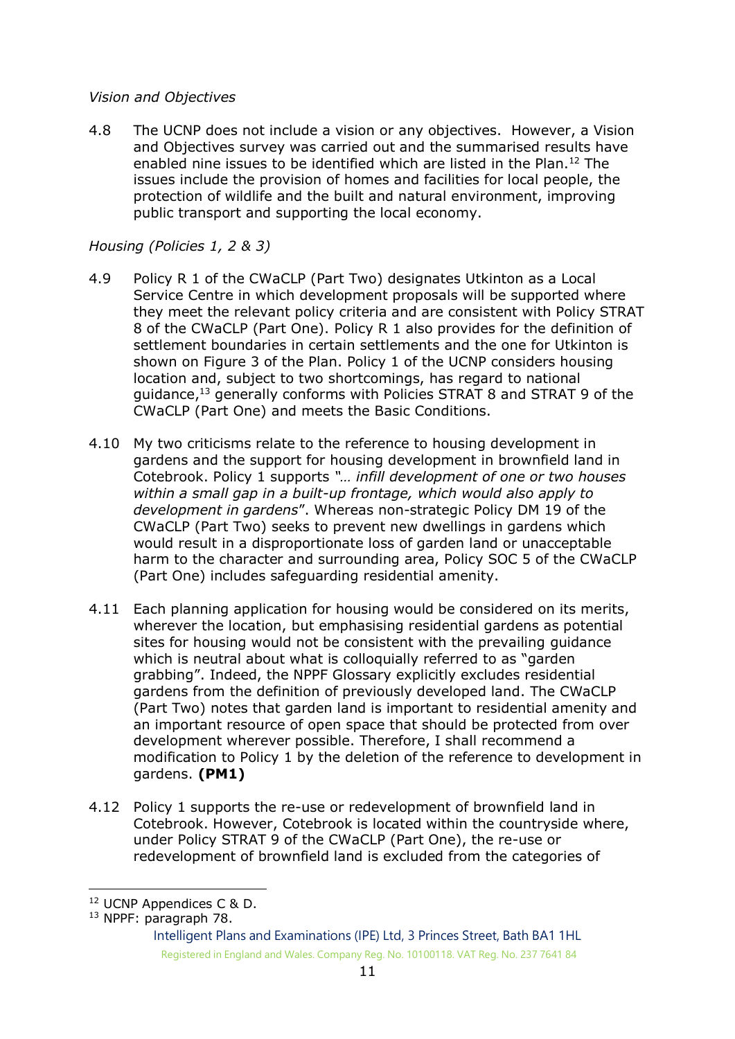*Vision and Objectives*

4.8 The UCNP does not include a vision or any objectives. However, a Vision and Objectives survey was carried out and the summarised results have enabled nine issues to be identified which are listed in the Plan.[12] The issues include the provision of homes and facilities for local people, the protection of wildlife and the built and natural environment, improving public transport and supporting the local economy.

*Housing (Policies 1, 2 & 3)*

4.9 Policy R 1 of the CWaCLP (Part Two) designates Utkinton as a Local Service Centre in which development proposals will be supported where they meet the relevant policy criteria and are consistent with Policy STRAT 8 of the CWaCLP (Part One). Policy R 1 also provides for the definition of settlement boundaries in certain settlements and the one for Utkinton is shown on Figure 3 of the Plan. Policy 1 of the UCNP considers housing location and, subject to two shortcomings, has regard to national guidance,[13] generally conforms with Policies STRAT 8 and STRAT 9 of the CWaCLP (Part One) and meets the Basic Conditions.

4.10 My two criticisms relate to the reference to housing development in gardens and the support for housing development in brownfield land in Cotebrook. Policy 1 supports *"… infill development of one or two houses within a small gap in a built-up frontage, which would also apply to development in gardens*". Whereas non-strategic Policy DM 19 of the CWaCLP (Part Two) seeks to prevent new dwellings in gardens which would result in a disproportionate loss of garden land or unacceptable harm to the character and surrounding area, Policy SOC 5 of the CWaCLP (Part One) includes safeguarding residential amenity.

4.11 Each planning application for housing would be considered on its merits, wherever the location, but emphasising residential gardens as potential sites for housing would not be consistent with the prevailing guidance which is neutral about what is colloquially referred to as "garden grabbing". Indeed, the NPPF Glossary explicitly excludes residential gardens from the definition of previously developed land. The CWaCLP (Part Two) notes that garden land is important to residential amenity and an important resource of open space that should be protected from over development wherever possible. Therefore, I shall recommend a modification to Policy 1 by the deletion of the reference to development in gardens. **(PM1)**

4.12 Policy 1 supports the re-use or redevelopment of brownfield land in Cotebrook. However, Cotebrook is located within the countryside where, under Policy STRAT 9 of the CWaCLP (Part One), the re-use or redevelopment of brownfield land is excluded from the categories of

---

[12] UCNP Appendices C & D.

[13] NPPF: paragraph 78.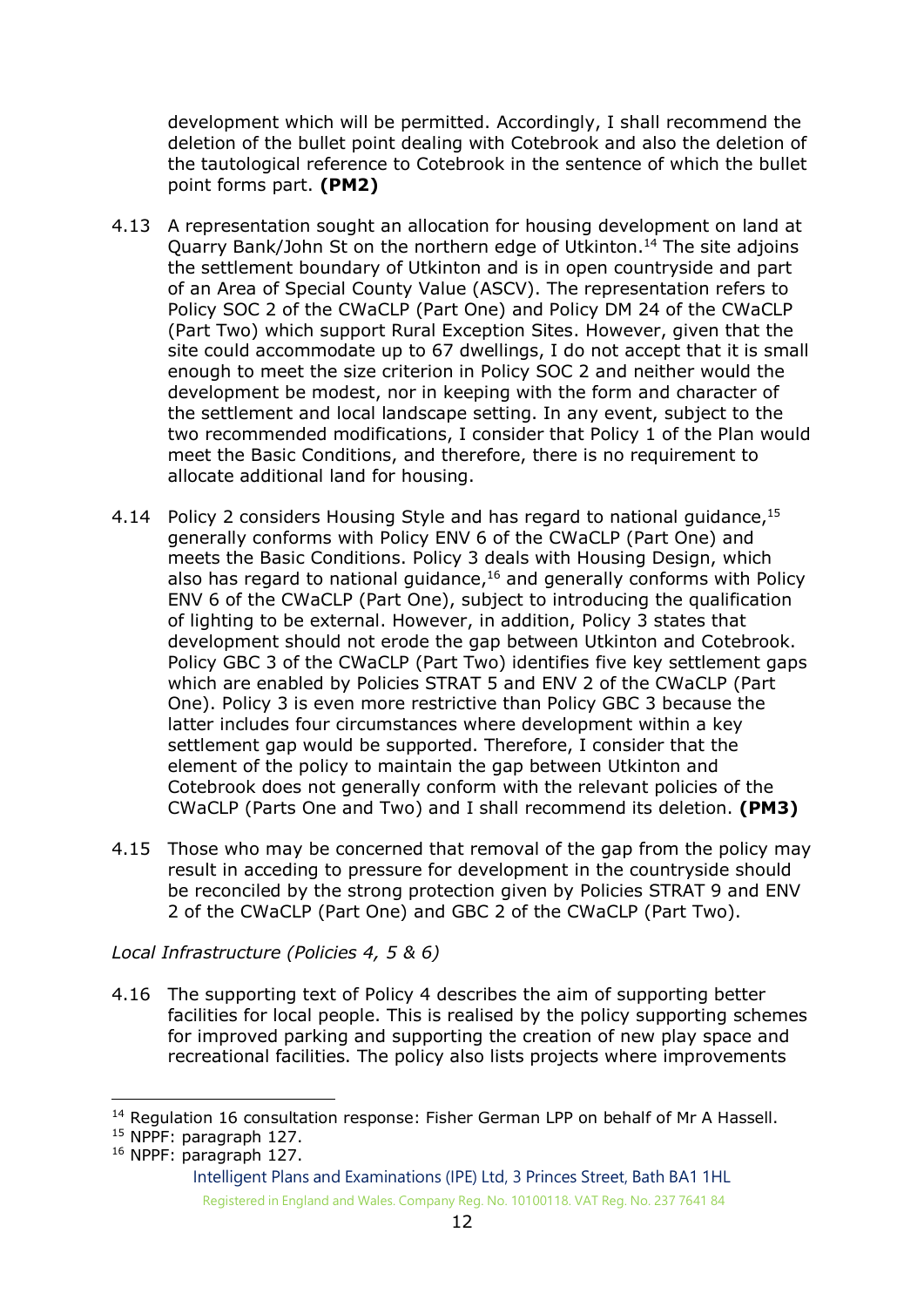development which will be permitted. Accordingly, I shall recommend the deletion of the bullet point dealing with Cotebrook and also the deletion of the tautological reference to Cotebrook in the sentence of which the bullet point forms part. **(PM2)**

4.13 A representation sought an allocation for housing development on land at Quarry Bank/John St on the northern edge of Utkinton.[14] The site adjoins the settlement boundary of Utkinton and is in open countryside and part of an Area of Special County Value (ASCV). The representation refers to Policy SOC 2 of the CWaCLP (Part One) and Policy DM 24 of the CWaCLP (Part Two) which support Rural Exception Sites. However, given that the site could accommodate up to 67 dwellings, I do not accept that it is small enough to meet the size criterion in Policy SOC 2 and neither would the development be modest, nor in keeping with the form and character of the settlement and local landscape setting. In any event, subject to the two recommended modifications, I consider that Policy 1 of the Plan would meet the Basic Conditions, and therefore, there is no requirement to allocate additional land for housing.

4.14 Policy 2 considers Housing Style and has regard to national guidance,[15] generally conforms with Policy ENV 6 of the CWaCLP (Part One) and meets the Basic Conditions. Policy 3 deals with Housing Design, which also has regard to national guidance,[16] and generally conforms with Policy ENV 6 of the CWaCLP (Part One), subject to introducing the qualification of lighting to be external. However, in addition, Policy 3 states that development should not erode the gap between Utkinton and Cotebrook. Policy GBC 3 of the CWaCLP (Part Two) identifies five key settlement gaps which are enabled by Policies STRAT 5 and ENV 2 of the CWaCLP (Part One). Policy 3 is even more restrictive than Policy GBC 3 because the latter includes four circumstances where development within a key settlement gap would be supported. Therefore, I consider that the element of the policy to maintain the gap between Utkinton and Cotebrook does not generally conform with the relevant policies of the CWaCLP (Parts One and Two) and I shall recommend its deletion. **(PM3)**

4.15 Those who may be concerned that removal of the gap from the policy may result in acceding to pressure for development in the countryside should be reconciled by the strong protection given by Policies STRAT 9 and ENV 2 of the CWaCLP (Part One) and GBC 2 of the CWaCLP (Part Two).

*Local Infrastructure (Policies 4, 5 & 6)*

4.16 The supporting text of Policy 4 describes the aim of supporting better facilities for local people. This is realised by the policy supporting schemes for improved parking and supporting the creation of new play space and recreational facilities. The policy also lists projects where improvements

---

[14] Regulation 16 consultation response: Fisher German LPP on behalf of Mr A Hassell.

[15] NPPF: paragraph 127.

[16] NPPF: paragraph 127.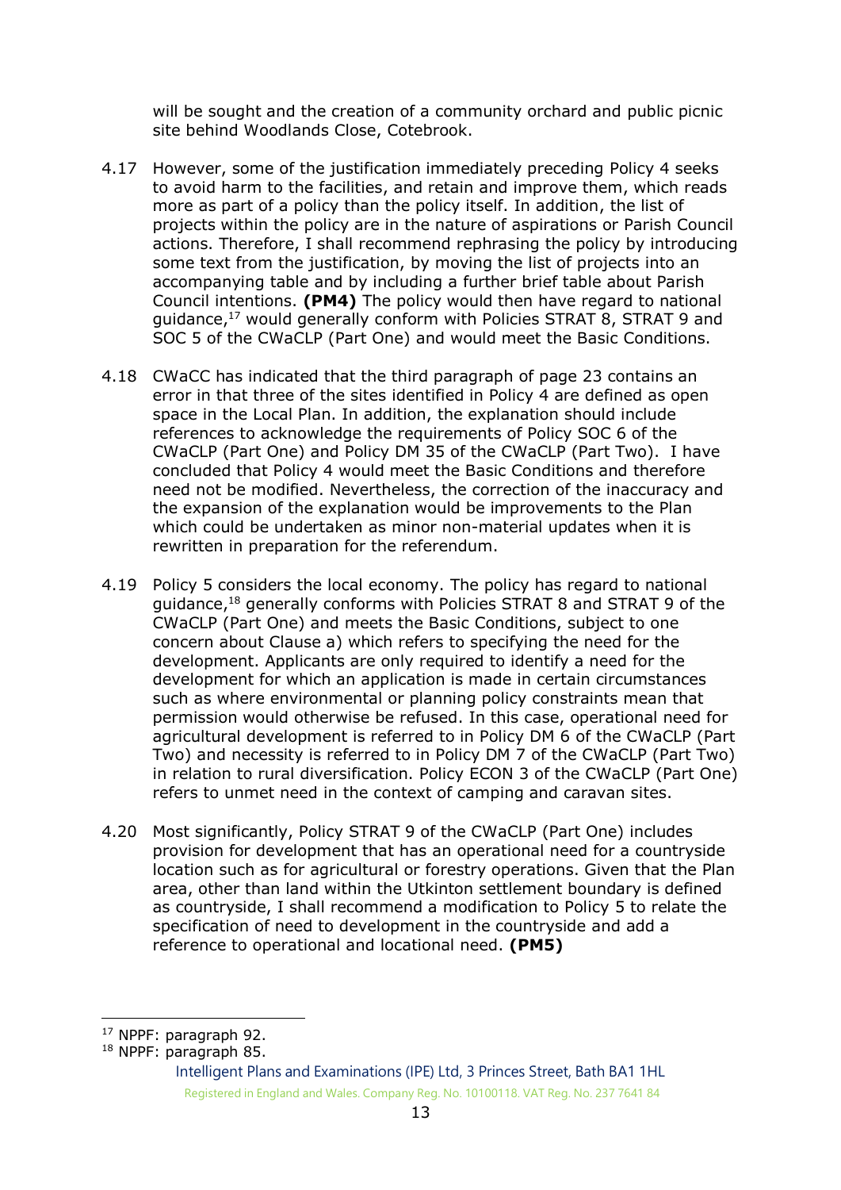will be sought and the creation of a community orchard and public picnic site behind Woodlands Close, Cotebrook.

4.17 However, some of the justification immediately preceding Policy 4 seeks to avoid harm to the facilities, and retain and improve them, which reads more as part of a policy than the policy itself. In addition, the list of projects within the policy are in the nature of aspirations or Parish Council actions. Therefore, I shall recommend rephrasing the policy by introducing some text from the justification, by moving the list of projects into an accompanying table and by including a further brief table about Parish Council intentions. **(PM4)** The policy would then have regard to national guidance,[17] would generally conform with Policies STRAT 8, STRAT 9 and SOC 5 of the CWaCLP (Part One) and would meet the Basic Conditions.

4.18 CWaCC has indicated that the third paragraph of page 23 contains an error in that three of the sites identified in Policy 4 are defined as open space in the Local Plan. In addition, the explanation should include references to acknowledge the requirements of Policy SOC 6 of the CWaCLP (Part One) and Policy DM 35 of the CWaCLP (Part Two). I have concluded that Policy 4 would meet the Basic Conditions and therefore need not be modified. Nevertheless, the correction of the inaccuracy and the expansion of the explanation would be improvements to the Plan which could be undertaken as minor non-material updates when it is rewritten in preparation for the referendum.

4.19 Policy 5 considers the local economy. The policy has regard to national guidance,[18] generally conforms with Policies STRAT 8 and STRAT 9 of the CWaCLP (Part One) and meets the Basic Conditions, subject to one concern about Clause a) which refers to specifying the need for the development. Applicants are only required to identify a need for the development for which an application is made in certain circumstances such as where environmental or planning policy constraints mean that permission would otherwise be refused. In this case, operational need for agricultural development is referred to in Policy DM 6 of the CWaCLP (Part Two) and necessity is referred to in Policy DM 7 of the CWaCLP (Part Two) in relation to rural diversification. Policy ECON 3 of the CWaCLP (Part One) refers to unmet need in the context of camping and caravan sites.

4.20 Most significantly, Policy STRAT 9 of the CWaCLP (Part One) includes provision for development that has an operational need for a countryside location such as for agricultural or forestry operations. Given that the Plan area, other than land within the Utkinton settlement boundary is defined as countryside, I shall recommend a modification to Policy 5 to relate the specification of need to development in the countryside and add a reference to operational and locational need. **(PM5)**

---

[17] NPPF: paragraph 92.

[18] NPPF: paragraph 85.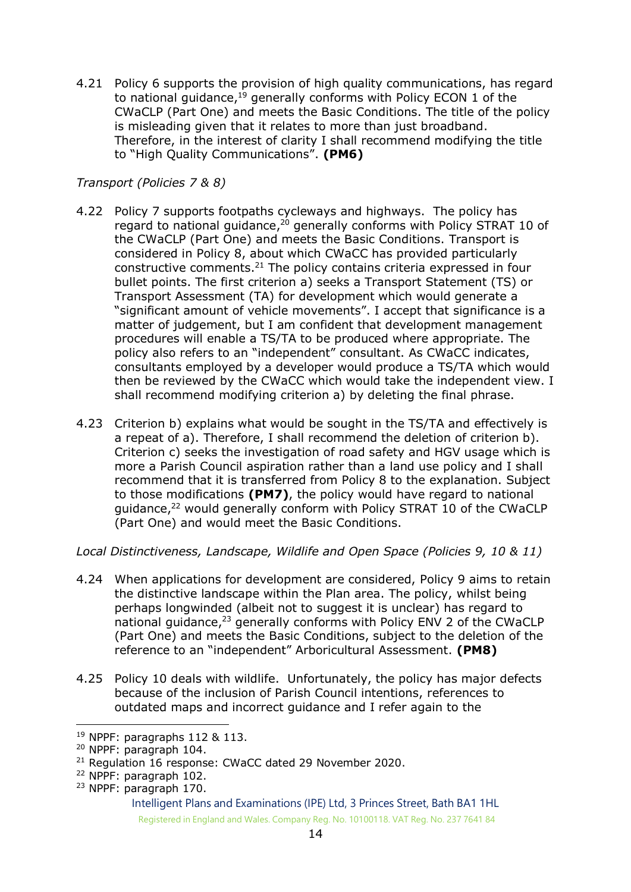4.21 Policy 6 supports the provision of high quality communications, has regard to national guidance,[19] generally conforms with Policy ECON 1 of the CWaCLP (Part One) and meets the Basic Conditions. The title of the policy is misleading given that it relates to more than just broadband. Therefore, in the interest of clarity I shall recommend modifying the title to "High Quality Communications". **(PM6)**

*Transport (Policies 7 & 8)*

4.22 Policy 7 supports footpaths cycleways and highways. The policy has regard to national guidance,[20] generally conforms with Policy STRAT 10 of the CWaCLP (Part One) and meets the Basic Conditions. Transport is considered in Policy 8, about which CWaCC has provided particularly constructive comments.[21] The policy contains criteria expressed in four bullet points. The first criterion a) seeks a Transport Statement (TS) or Transport Assessment (TA) for development which would generate a "significant amount of vehicle movements". I accept that significance is a matter of judgement, but I am confident that development management procedures will enable a TS/TA to be produced where appropriate. The policy also refers to an "independent" consultant. As CWaCC indicates, consultants employed by a developer would produce a TS/TA which would then be reviewed by the CWaCC which would take the independent view. I shall recommend modifying criterion a) by deleting the final phrase.

4.23 Criterion b) explains what would be sought in the TS/TA and effectively is a repeat of a). Therefore, I shall recommend the deletion of criterion b). Criterion c) seeks the investigation of road safety and HGV usage which is more a Parish Council aspiration rather than a land use policy and I shall recommend that it is transferred from Policy 8 to the explanation. Subject to those modifications **(PM7)**, the policy would have regard to national guidance,[22] would generally conform with Policy STRAT 10 of the CWaCLP (Part One) and would meet the Basic Conditions.

*Local Distinctiveness, Landscape, Wildlife and Open Space (Policies 9, 10 & 11)*

4.24 When applications for development are considered, Policy 9 aims to retain the distinctive landscape within the Plan area. The policy, whilst being perhaps longwinded (albeit not to suggest it is unclear) has regard to national guidance,[23] generally conforms with Policy ENV 2 of the CWaCLP (Part One) and meets the Basic Conditions, subject to the deletion of the reference to an "independent" Arboricultural Assessment. **(PM8)**

4.25 Policy 10 deals with wildlife. Unfortunately, the policy has major defects because of the inclusion of Parish Council intentions, references to outdated maps and incorrect guidance and I refer again to the

---

[19] NPPF: paragraphs 112 & 113.

[20] NPPF: paragraph 104.

[21] Regulation 16 response: CWaCC dated 29 November 2020.

[22] NPPF: paragraph 102.

[23] NPPF: paragraph 170.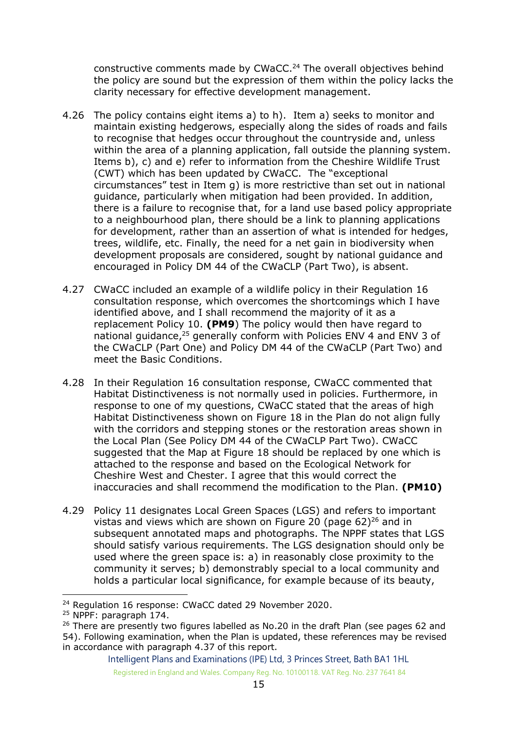constructive comments made by CWaCC.[24] The overall objectives behind the policy are sound but the expression of them within the policy lacks the clarity necessary for effective development management.

4.26 The policy contains eight items a) to h). Item a) seeks to monitor and maintain existing hedgerows, especially along the sides of roads and fails to recognise that hedges occur throughout the countryside and, unless within the area of a planning application, fall outside the planning system. Items b), c) and e) refer to information from the Cheshire Wildlife Trust (CWT) which has been updated by CWaCC. The "exceptional circumstances" test in Item g) is more restrictive than set out in national guidance, particularly when mitigation had been provided. In addition, there is a failure to recognise that, for a land use based policy appropriate to a neighbourhood plan, there should be a link to planning applications for development, rather than an assertion of what is intended for hedges, trees, wildlife, etc. Finally, the need for a net gain in biodiversity when development proposals are considered, sought by national guidance and encouraged in Policy DM 44 of the CWaCLP (Part Two), is absent.

4.27 CWaCC included an example of a wildlife policy in their Regulation 16 consultation response, which overcomes the shortcomings which I have identified above, and I shall recommend the majority of it as a replacement Policy 10. **(PM9)** The policy would then have regard to national guidance,[25] generally conform with Policies ENV 4 and ENV 3 of the CWaCLP (Part One) and Policy DM 44 of the CWaCLP (Part Two) and meet the Basic Conditions.

4.28 In their Regulation 16 consultation response, CWaCC commented that Habitat Distinctiveness is not normally used in policies. Furthermore, in response to one of my questions, CWaCC stated that the areas of high Habitat Distinctiveness shown on Figure 18 in the Plan do not align fully with the corridors and stepping stones or the restoration areas shown in the Local Plan (See Policy DM 44 of the CWaCLP Part Two). CWaCC suggested that the Map at Figure 18 should be replaced by one which is attached to the response and based on the Ecological Network for Cheshire West and Chester. I agree that this would correct the inaccuracies and shall recommend the modification to the Plan. **(PM10)**

4.29 Policy 11 designates Local Green Spaces (LGS) and refers to important vistas and views which are shown on Figure 20 (page 62)[26] and in subsequent annotated maps and photographs. The NPPF states that LGS should satisfy various requirements. The LGS designation should only be used where the green space is: a) in reasonably close proximity to the community it serves; b) demonstrably special to a local community and holds a particular local significance, for example because of its beauty,

[24] Regulation 16 response: CWaCC dated 29 November 2020.

[25] NPPF: paragraph 174.

[26] There are presently two figures labelled as No.20 in the draft Plan (see pages 62 and 54). Following examination, when the Plan is updated, these references may be revised in accordance with paragraph 4.37 of this report.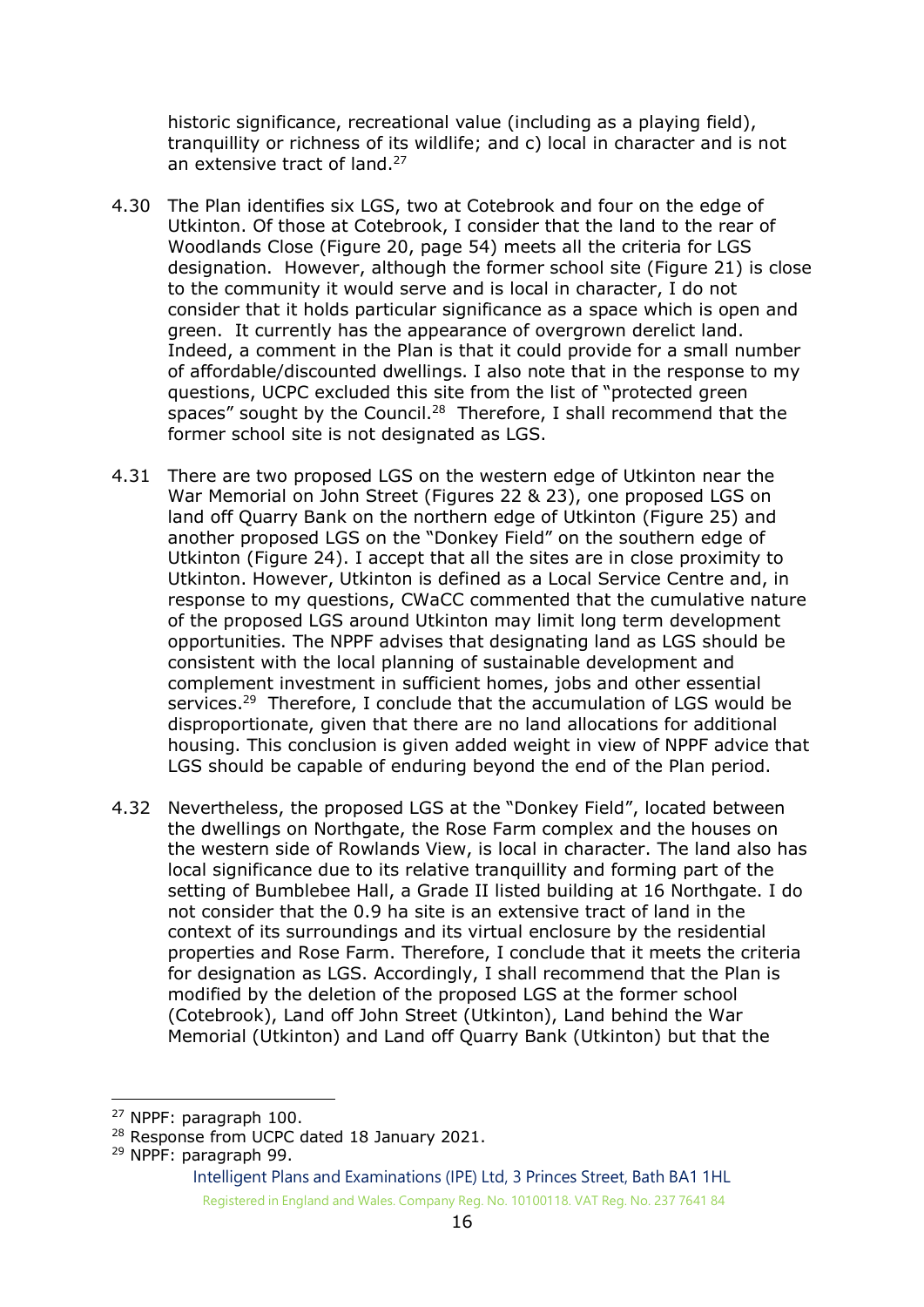historic significance, recreational value (including as a playing field), tranquillity or richness of its wildlife; and c) local in character and is not an extensive tract of land.[27]

4.30 The Plan identifies six LGS, two at Cotebrook and four on the edge of Utkinton. Of those at Cotebrook, I consider that the land to the rear of Woodlands Close (Figure 20, page 54) meets all the criteria for LGS designation. However, although the former school site (Figure 21) is close to the community it would serve and is local in character, I do not consider that it holds particular significance as a space which is open and green. It currently has the appearance of overgrown derelict land. Indeed, a comment in the Plan is that it could provide for a small number of affordable/discounted dwellings. I also note that in the response to my questions, UCPC excluded this site from the list of "protected green spaces" sought by the Council.[28] Therefore, I shall recommend that the former school site is not designated as LGS.

4.31 There are two proposed LGS on the western edge of Utkinton near the War Memorial on John Street (Figures 22 & 23), one proposed LGS on land off Quarry Bank on the northern edge of Utkinton (Figure 25) and another proposed LGS on the "Donkey Field" on the southern edge of Utkinton (Figure 24). I accept that all the sites are in close proximity to Utkinton. However, Utkinton is defined as a Local Service Centre and, in response to my questions, CWaCC commented that the cumulative nature of the proposed LGS around Utkinton may limit long term development opportunities. The NPPF advises that designating land as LGS should be consistent with the local planning of sustainable development and complement investment in sufficient homes, jobs and other essential services.[29] Therefore, I conclude that the accumulation of LGS would be disproportionate, given that there are no land allocations for additional housing. This conclusion is given added weight in view of NPPF advice that LGS should be capable of enduring beyond the end of the Plan period.

4.32 Nevertheless, the proposed LGS at the "Donkey Field", located between the dwellings on Northgate, the Rose Farm complex and the houses on the western side of Rowlands View, is local in character. The land also has local significance due to its relative tranquillity and forming part of the setting of Bumblebee Hall, a Grade II listed building at 16 Northgate. I do not consider that the 0.9 ha site is an extensive tract of land in the context of its surroundings and its virtual enclosure by the residential properties and Rose Farm. Therefore, I conclude that it meets the criteria for designation as LGS. Accordingly, I shall recommend that the Plan is modified by the deletion of the proposed LGS at the former school (Cotebrook), Land off John Street (Utkinton), Land behind the War Memorial (Utkinton) and Land off Quarry Bank (Utkinton) but that the

---

[27] NPPF: paragraph 100.

[28] Response from UCPC dated 18 January 2021.

[29] NPPF: paragraph 99.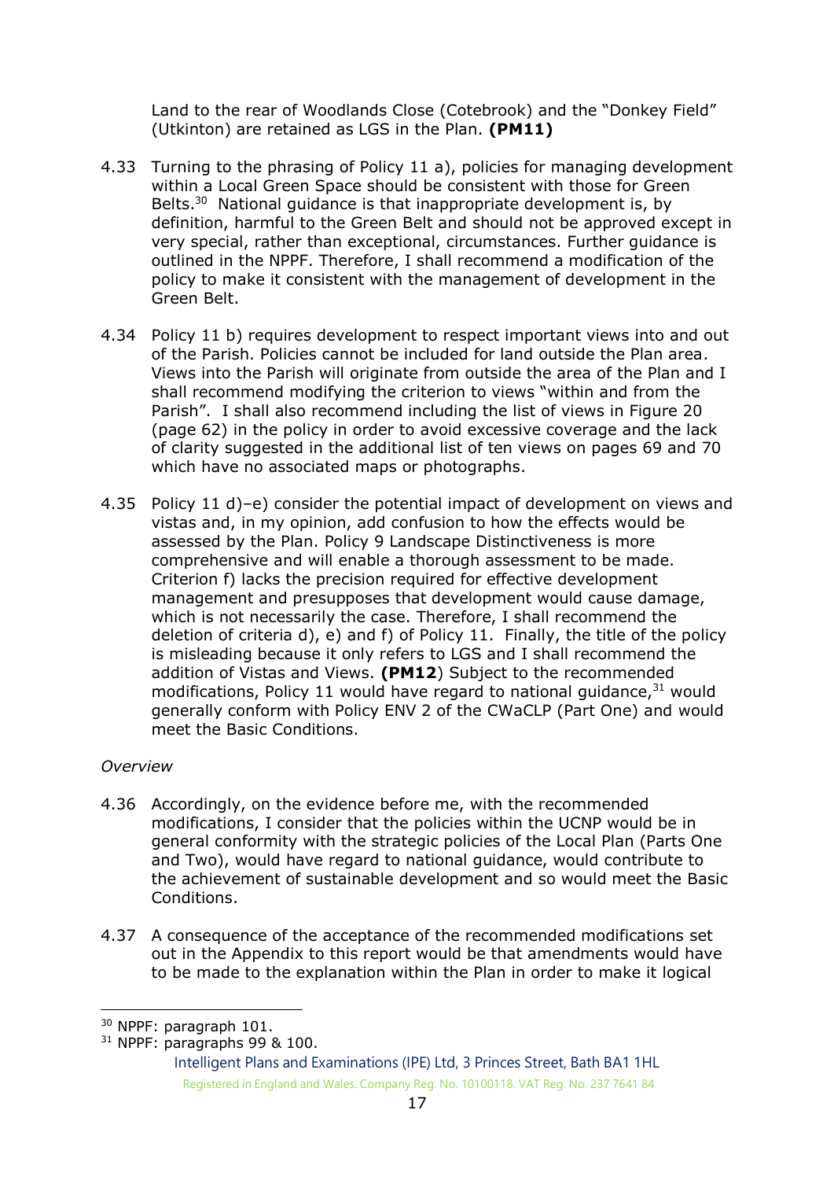Land to the rear of Woodlands Close (Cotebrook) and the "Donkey Field" (Utkinton) are retained as LGS in the Plan. **(PM11)**

4.33 Turning to the phrasing of Policy 11 a), policies for managing development within a Local Green Space should be consistent with those for Green Belts.[30] National guidance is that inappropriate development is, by definition, harmful to the Green Belt and should not be approved except in very special, rather than exceptional, circumstances. Further guidance is outlined in the NPPF. Therefore, I shall recommend a modification of the policy to make it consistent with the management of development in the Green Belt.

4.34 Policy 11 b) requires development to respect important views into and out of the Parish. Policies cannot be included for land outside the Plan area. Views into the Parish will originate from outside the area of the Plan and I shall recommend modifying the criterion to views "within and from the Parish". I shall also recommend including the list of views in Figure 20 (page 62) in the policy in order to avoid excessive coverage and the lack of clarity suggested in the additional list of ten views on pages 69 and 70 which have no associated maps or photographs.

4.35 Policy 11 d)–e) consider the potential impact of development on views and vistas and, in my opinion, add confusion to how the effects would be assessed by the Plan. Policy 9 Landscape Distinctiveness is more comprehensive and will enable a thorough assessment to be made. Criterion f) lacks the precision required for effective development management and presupposes that development would cause damage, which is not necessarily the case. Therefore, I shall recommend the deletion of criteria d), e) and f) of Policy 11. Finally, the title of the policy is misleading because it only refers to LGS and I shall recommend the addition of Vistas and Views. **(PM12)** Subject to the recommended modifications, Policy 11 would have regard to national guidance,[31] would generally conform with Policy ENV 2 of the CWaCLP (Part One) and would meet the Basic Conditions.

*Overview*

4.36 Accordingly, on the evidence before me, with the recommended modifications, I consider that the policies within the UCNP would be in general conformity with the strategic policies of the Local Plan (Parts One and Two), would have regard to national guidance, would contribute to the achievement of sustainable development and so would meet the Basic Conditions.

4.37 A consequence of the acceptance of the recommended modifications set out in the Appendix to this report would be that amendments would have to be made to the explanation within the Plan in order to make it logical

[30] NPPF: paragraph 101.
[31] NPPF: paragraphs 99 & 100.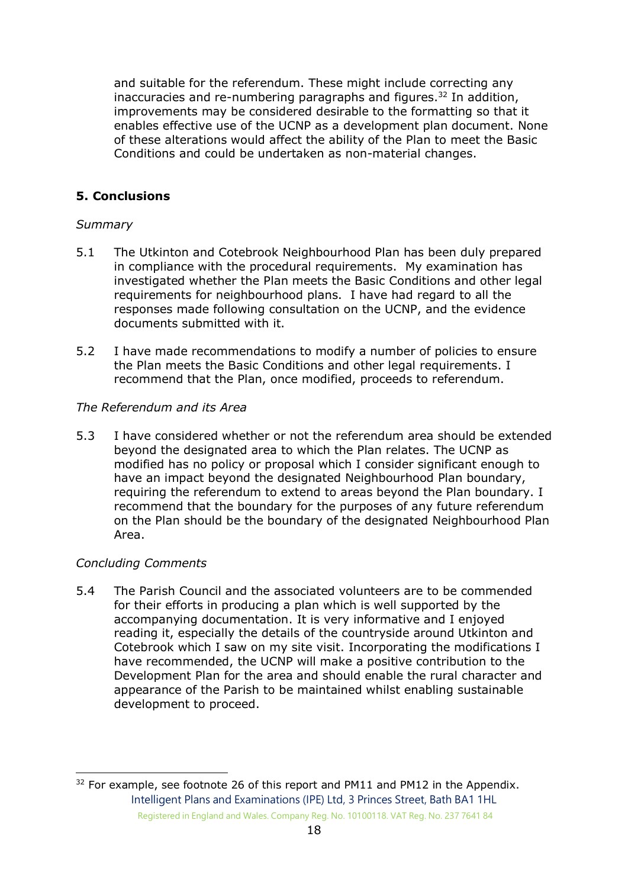and suitable for the referendum. These might include correcting any inaccuracies and re-numbering paragraphs and figures.[32] In addition, improvements may be considered desirable to the formatting so that it enables effective use of the UCNP as a development plan document. None of these alterations would affect the ability of the Plan to meet the Basic Conditions and could be undertaken as non-material changes.

## 5. Conclusions

*Summary*

5.1 The Utkinton and Cotebrook Neighbourhood Plan has been duly prepared in compliance with the procedural requirements. My examination has investigated whether the Plan meets the Basic Conditions and other legal requirements for neighbourhood plans. I have had regard to all the responses made following consultation on the UCNP, and the evidence documents submitted with it.

5.2 I have made recommendations to modify a number of policies to ensure the Plan meets the Basic Conditions and other legal requirements. I recommend that the Plan, once modified, proceeds to referendum.

*The Referendum and its Area*

5.3 I have considered whether or not the referendum area should be extended beyond the designated area to which the Plan relates. The UCNP as modified has no policy or proposal which I consider significant enough to have an impact beyond the designated Neighbourhood Plan boundary, requiring the referendum to extend to areas beyond the Plan boundary. I recommend that the boundary for the purposes of any future referendum on the Plan should be the boundary of the designated Neighbourhood Plan Area.

*Concluding Comments*

5.4 The Parish Council and the associated volunteers are to be commended for their efforts in producing a plan which is well supported by the accompanying documentation. It is very informative and I enjoyed reading it, especially the details of the countryside around Utkinton and Cotebrook which I saw on my site visit. Incorporating the modifications I have recommended, the UCNP will make a positive contribution to the Development Plan for the area and should enable the rural character and appearance of the Parish to be maintained whilst enabling sustainable development to proceed.

---

[32] For example, see footnote 26 of this report and PM11 and PM12 in the Appendix.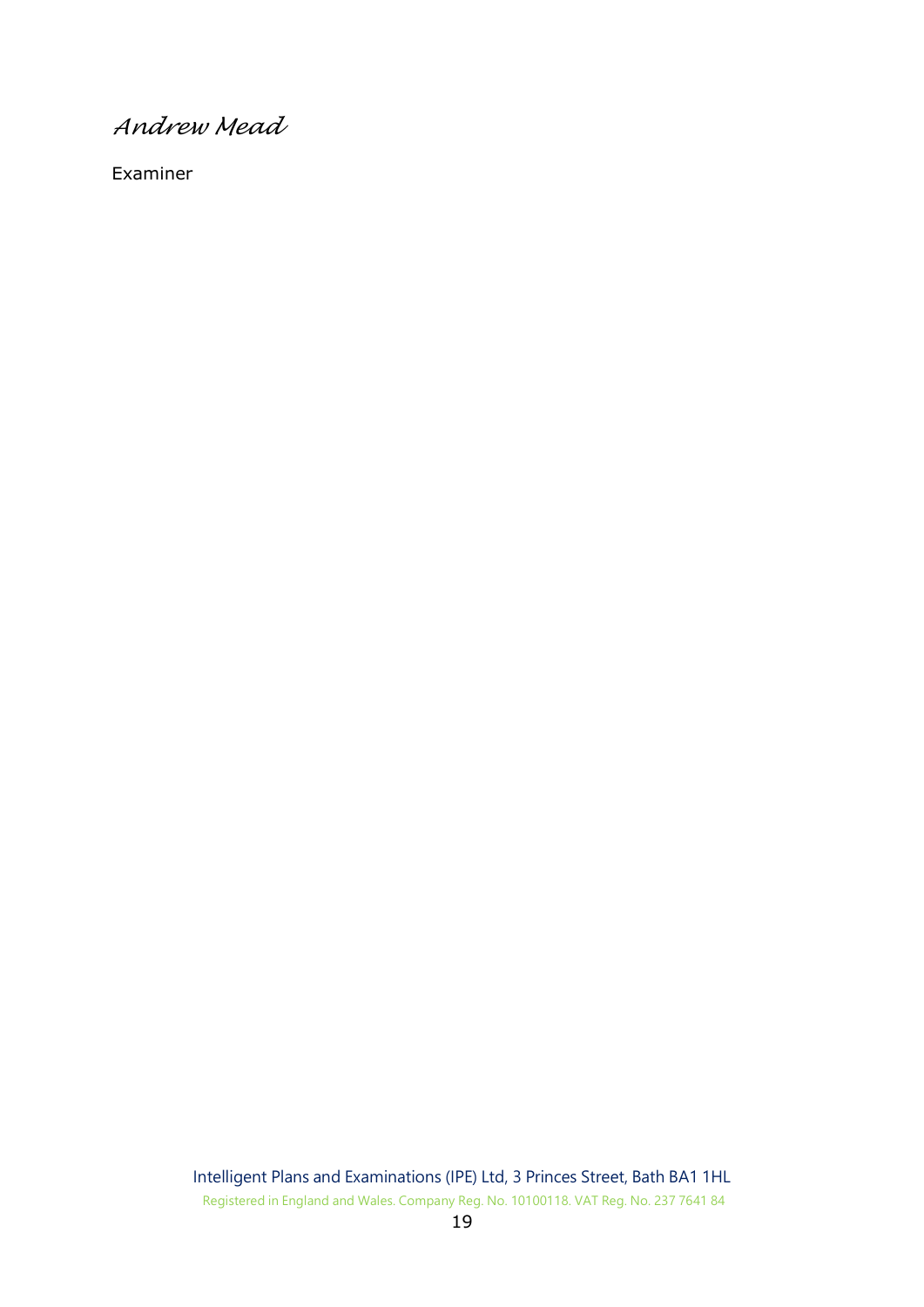*Andrew Mead*

Examiner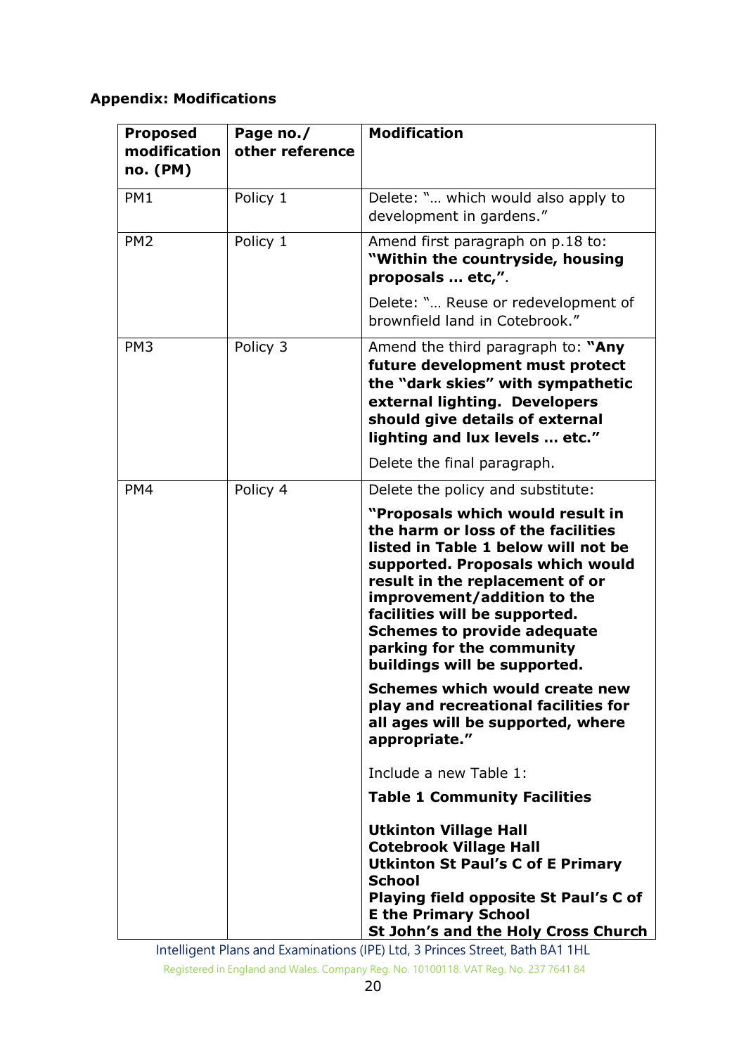**Appendix: Modifications**

| Proposed modification no. (PM) | Page no./ other reference | Modification |
|---|---|---|
| PM1 | Policy 1 | Delete: "… which would also apply to development in gardens." |
| PM2 | Policy 1 | Amend first paragraph on p.18 to: **"Within the countryside, housing proposals … etc,"**.<br><br>Delete: "… Reuse or redevelopment of brownfield land in Cotebrook." |
| PM3 | Policy 3 | Amend the third paragraph to: **"Any future development must protect the "dark skies" with sympathetic external lighting. Developers should give details of external lighting and lux levels … etc."**<br><br>Delete the final paragraph. |
| PM4 | Policy 4 | Delete the policy and substitute:<br><br>**"Proposals which would result in the harm or loss of the facilities listed in Table 1 below will not be supported. Proposals which would result in the replacement of or improvement/addition to the facilities will be supported. Schemes to provide adequate parking for the community buildings will be supported.**<br><br>**Schemes which would create new play and recreational facilities for all ages will be supported, where appropriate."**<br><br>Include a new Table 1:<br><br>**Table 1 Community Facilities**<br><br>**Utkinton Village Hall**<br>**Cotebrook Village Hall**<br>**Utkinton St Paul's C of E Primary School**<br>**Playing field opposite St Paul's C of E the Primary School**<br>**St John's and the Holy Cross Church** |

Intelligent Plans and Examinations (IPE) Ltd, 3 Princes Street, Bath BA1 1HL

Registered in England and Wales. Company Reg. No. 10100118. VAT Reg. No. 237 7641 84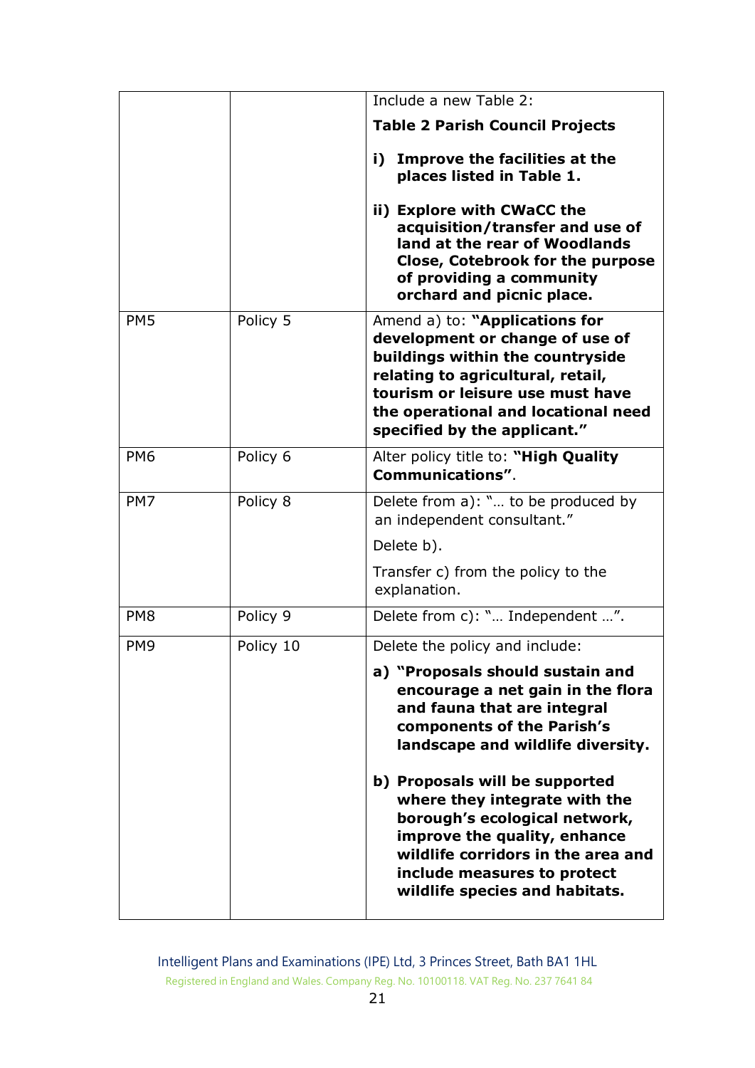| | | |
|---|---|---|
| | | Include a new Table 2:<br><br>**Table 2 Parish Council Projects**<br><br>**i) Improve the facilities at the places listed in Table 1.**<br><br>**ii) Explore with CWaCC the acquisition/transfer and use of land at the rear of Woodlands Close, Cotebrook for the purpose of providing a community orchard and picnic place.** |
| PM5 | Policy 5 | Amend a) to: **"Applications for development or change of use of buildings within the countryside relating to agricultural, retail, tourism or leisure use must have the operational and locational need specified by the applicant."** |
| PM6 | Policy 6 | Alter policy title to: **"High Quality Communications"**. |
| PM7 | Policy 8 | Delete from a): "… to be produced by an independent consultant."<br><br>Delete b).<br><br>Transfer c) from the policy to the explanation. |
| PM8 | Policy 9 | Delete from c): "… Independent …". |
| PM9 | Policy 10 | Delete the policy and include:<br><br>**a) "Proposals should sustain and encourage a net gain in the flora and fauna that are integral components of the Parish's landscape and wildlife diversity.**<br><br>**b) Proposals will be supported where they integrate with the borough's ecological network, improve the quality, enhance wildlife corridors in the area and include measures to protect wildlife species and habitats.** |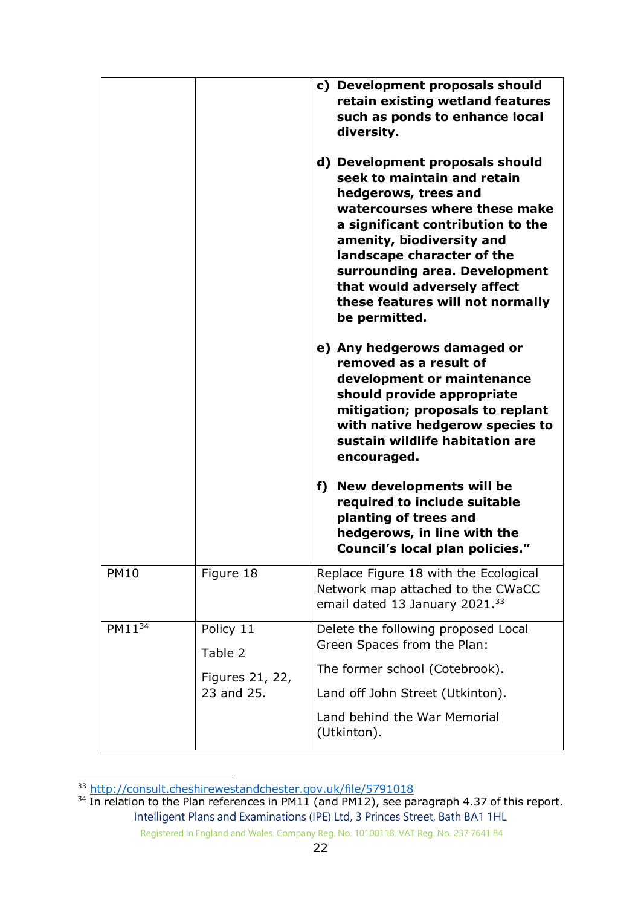| | | |
|---|---|---|
| | | **c) Development proposals should retain existing wetland features such as ponds to enhance local diversity.**<br><br>**d) Development proposals should seek to maintain and retain hedgerows, trees and watercourses where these make a significant contribution to the amenity, biodiversity and landscape character of the surrounding area. Development that would adversely affect these features will not normally be permitted.**<br><br>**e) Any hedgerows damaged or removed as a result of development or maintenance should provide appropriate mitigation; proposals to replant with native hedgerow species to sustain wildlife habitation are encouraged.**<br><br>**f) New developments will be required to include suitable planting of trees and hedgerows, in line with the Council's local plan policies."** |
| PM10 | Figure 18 | Replace Figure 18 with the Ecological Network map attached to the CWaCC email dated 13 January 2021.[33] |
| PM11[34] | Policy 11<br><br>Table 2<br><br>Figures 21, 22, 23 and 25. | Delete the following proposed Local Green Spaces from the Plan:<br><br>The former school (Cotebrook).<br><br>Land off John Street (Utkinton).<br><br>Land behind the War Memorial (Utkinton). |

[33] http://consult.cheshirewestandchester.gov.uk/file/5791018

[34] In relation to the Plan references in PM11 (and PM12), see paragraph 4.37 of this report.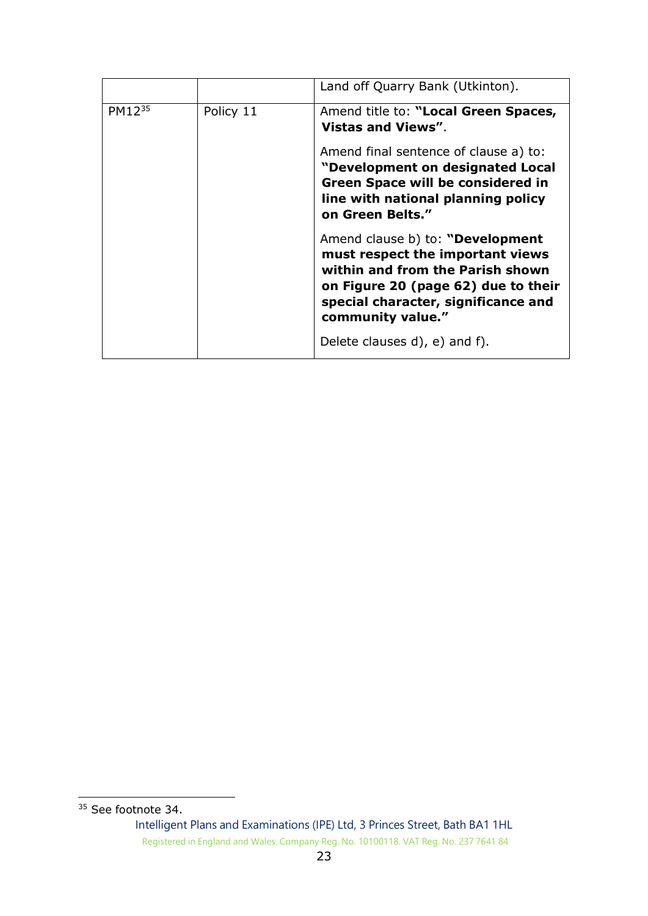| | | |
|---|---|---|
| | | Land off Quarry Bank (Utkinton). |
| PM12[35] | Policy 11 | Amend title to: **"Local Green Spaces, Vistas and Views"**.<br><br>Amend final sentence of clause a) to: **"Development on designated Local Green Space will be considered in line with national planning policy on Green Belts."**<br><br>Amend clause b) to: **"Development must respect the important views within and from the Parish shown on Figure 20 (page 62) due to their special character, significance and community value."**<br><br>Delete clauses d), e) and f). |

[35] See footnote 34.

Intelligent Plans and Examinations (IPE) Ltd, 3 Princes Street, Bath BA1 1HL

Registered in England and Wales. Company Reg. No. 10100118. VAT Reg. No. 237 7641 84